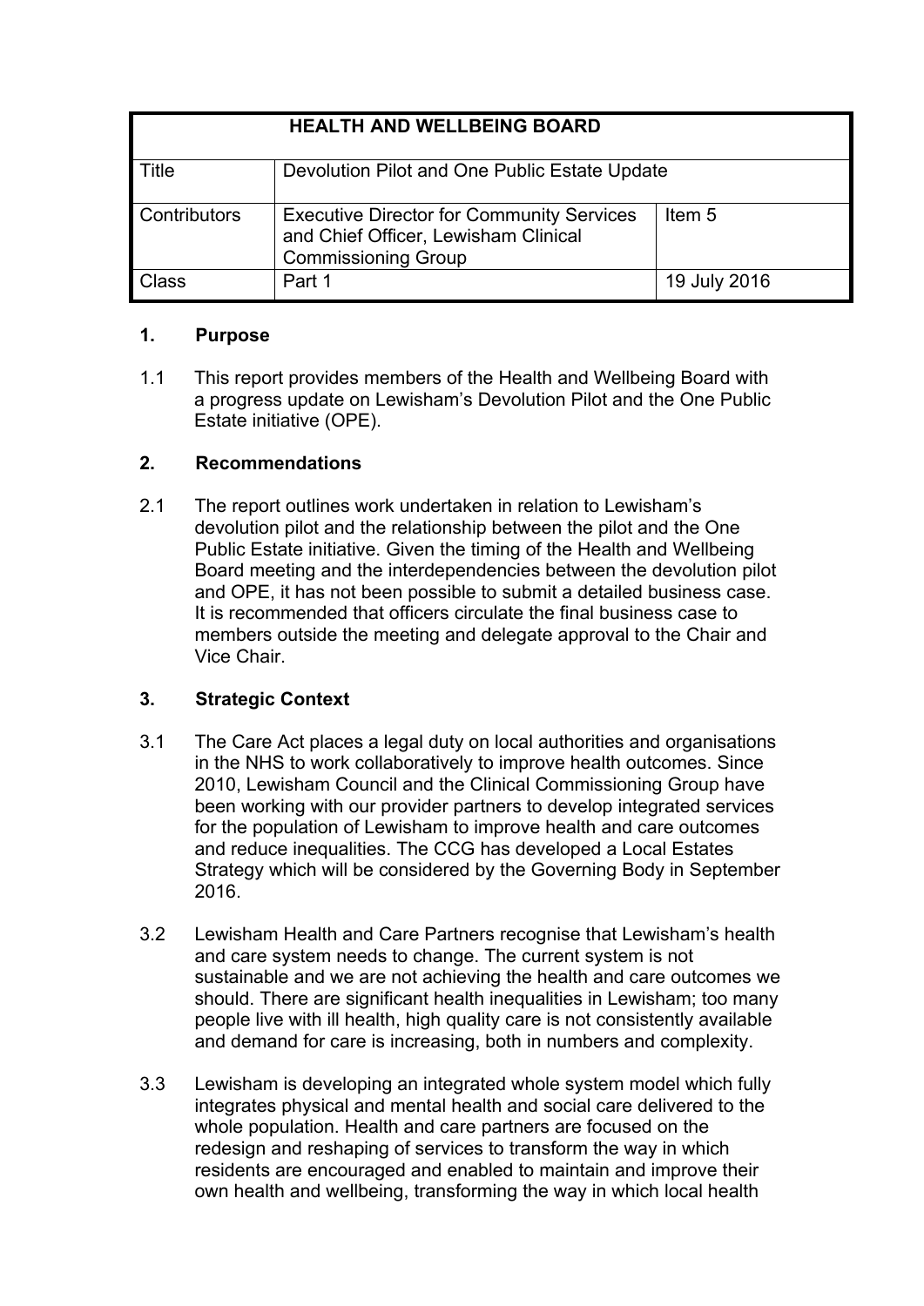| HEALTH AND WELLBEING BOARD | | |
|---|---|---|
| Title | Devolution Pilot and One Public Estate Update | |
| Contributors | Executive Director for Community Services and Chief Officer, Lewisham Clinical Commissioning Group | Item 5 |
| Class | Part 1 | 19 July 2016 |

## 1. Purpose

1.1 This report provides members of the Health and Wellbeing Board with a progress update on Lewisham's Devolution Pilot and the One Public Estate initiative (OPE).

## 2. Recommendations

2.1 The report outlines work undertaken in relation to Lewisham's devolution pilot and the relationship between the pilot and the One Public Estate initiative. Given the timing of the Health and Wellbeing Board meeting and the interdependencies between the devolution pilot and OPE, it has not been possible to submit a detailed business case. It is recommended that officers circulate the final business case to members outside the meeting and delegate approval to the Chair and Vice Chair.

## 3. Strategic Context

3.1 The Care Act places a legal duty on local authorities and organisations in the NHS to work collaboratively to improve health outcomes. Since 2010, Lewisham Council and the Clinical Commissioning Group have been working with our provider partners to develop integrated services for the population of Lewisham to improve health and care outcomes and reduce inequalities. The CCG has developed a Local Estates Strategy which will be considered by the Governing Body in September 2016.

3.2 Lewisham Health and Care Partners recognise that Lewisham's health and care system needs to change. The current system is not sustainable and we are not achieving the health and care outcomes we should. There are significant health inequalities in Lewisham; too many people live with ill health, high quality care is not consistently available and demand for care is increasing, both in numbers and complexity.

3.3 Lewisham is developing an integrated whole system model which fully integrates physical and mental health and social care delivered to the whole population. Health and care partners are focused on the redesign and reshaping of services to transform the way in which residents are encouraged and enabled to maintain and improve their own health and wellbeing, transforming the way in which local health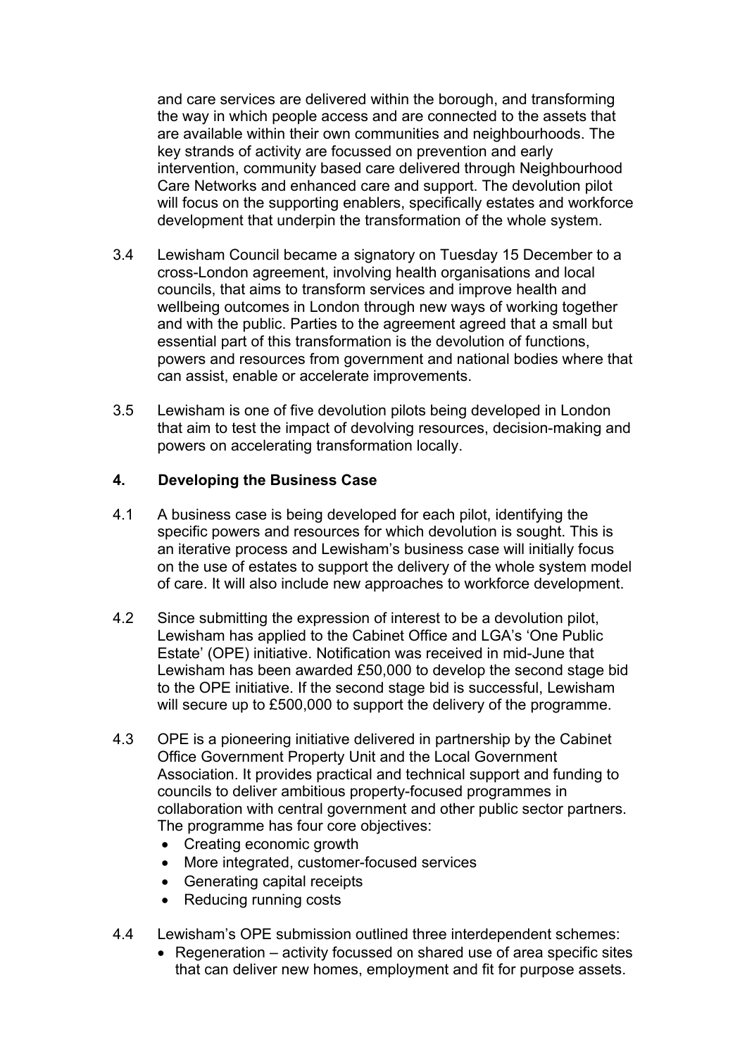and care services are delivered within the borough, and transforming the way in which people access and are connected to the assets that are available within their own communities and neighbourhoods. The key strands of activity are focussed on prevention and early intervention, community based care delivered through Neighbourhood Care Networks and enhanced care and support. The devolution pilot will focus on the supporting enablers, specifically estates and workforce development that underpin the transformation of the whole system.

3.4 Lewisham Council became a signatory on Tuesday 15 December to a cross-London agreement, involving health organisations and local councils, that aims to transform services and improve health and wellbeing outcomes in London through new ways of working together and with the public. Parties to the agreement agreed that a small but essential part of this transformation is the devolution of functions, powers and resources from government and national bodies where that can assist, enable or accelerate improvements.

3.5 Lewisham is one of five devolution pilots being developed in London that aim to test the impact of devolving resources, decision-making and powers on accelerating transformation locally.

## 4. Developing the Business Case

4.1 A business case is being developed for each pilot, identifying the specific powers and resources for which devolution is sought. This is an iterative process and Lewisham's business case will initially focus on the use of estates to support the delivery of the whole system model of care. It will also include new approaches to workforce development.

4.2 Since submitting the expression of interest to be a devolution pilot, Lewisham has applied to the Cabinet Office and LGA's 'One Public Estate' (OPE) initiative. Notification was received in mid-June that Lewisham has been awarded £50,000 to develop the second stage bid to the OPE initiative. If the second stage bid is successful, Lewisham will secure up to £500,000 to support the delivery of the programme.

4.3 OPE is a pioneering initiative delivered in partnership by the Cabinet Office Government Property Unit and the Local Government Association. It provides practical and technical support and funding to councils to deliver ambitious property-focused programmes in collaboration with central government and other public sector partners. The programme has four core objectives:

- Creating economic growth
- More integrated, customer-focused services
- Generating capital receipts
- Reducing running costs

4.4 Lewisham's OPE submission outlined three interdependent schemes:

- Regeneration – activity focussed on shared use of area specific sites that can deliver new homes, employment and fit for purpose assets.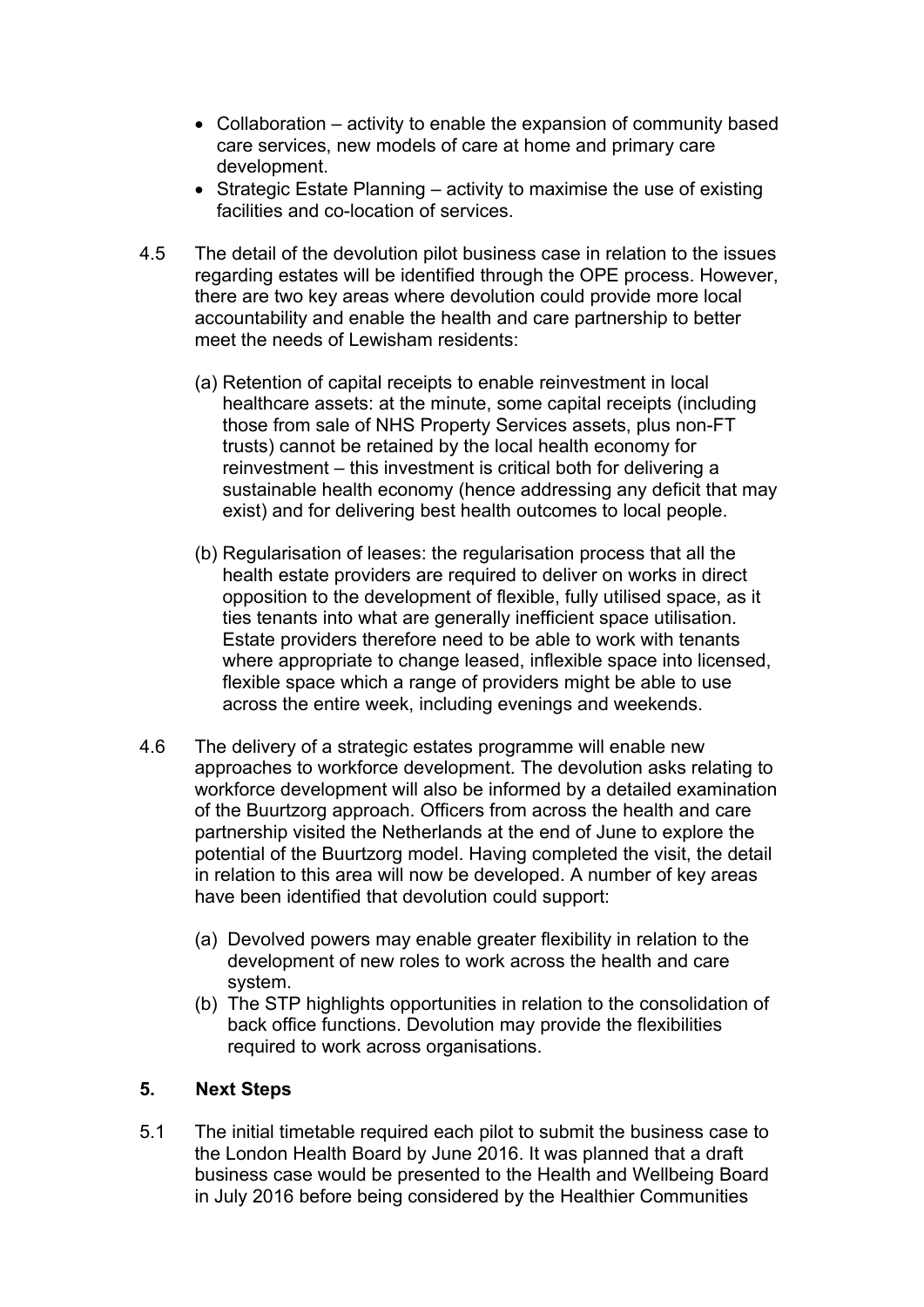- Collaboration – activity to enable the expansion of community based care services, new models of care at home and primary care development.
- Strategic Estate Planning – activity to maximise the use of existing facilities and co-location of services.

4.5 The detail of the devolution pilot business case in relation to the issues regarding estates will be identified through the OPE process. However, there are two key areas where devolution could provide more local accountability and enable the health and care partnership to better meet the needs of Lewisham residents:

(a) Retention of capital receipts to enable reinvestment in local healthcare assets: at the minute, some capital receipts (including those from sale of NHS Property Services assets, plus non-FT trusts) cannot be retained by the local health economy for reinvestment – this investment is critical both for delivering a sustainable health economy (hence addressing any deficit that may exist) and for delivering best health outcomes to local people.

(b) Regularisation of leases: the regularisation process that all the health estate providers are required to deliver on works in direct opposition to the development of flexible, fully utilised space, as it ties tenants into what are generally inefficient space utilisation. Estate providers therefore need to be able to work with tenants where appropriate to change leased, inflexible space into licensed, flexible space which a range of providers might be able to use across the entire week, including evenings and weekends.

4.6 The delivery of a strategic estates programme will enable new approaches to workforce development. The devolution asks relating to workforce development will also be informed by a detailed examination of the Buurtzorg approach. Officers from across the health and care partnership visited the Netherlands at the end of June to explore the potential of the Buurtzorg model. Having completed the visit, the detail in relation to this area will now be developed. A number of key areas have been identified that devolution could support:

(a) Devolved powers may enable greater flexibility in relation to the development of new roles to work across the health and care system.

(b) The STP highlights opportunities in relation to the consolidation of back office functions. Devolution may provide the flexibilities required to work across organisations.

## 5. Next Steps

5.1 The initial timetable required each pilot to submit the business case to the London Health Board by June 2016. It was planned that a draft business case would be presented to the Health and Wellbeing Board in July 2016 before being considered by the Healthier Communities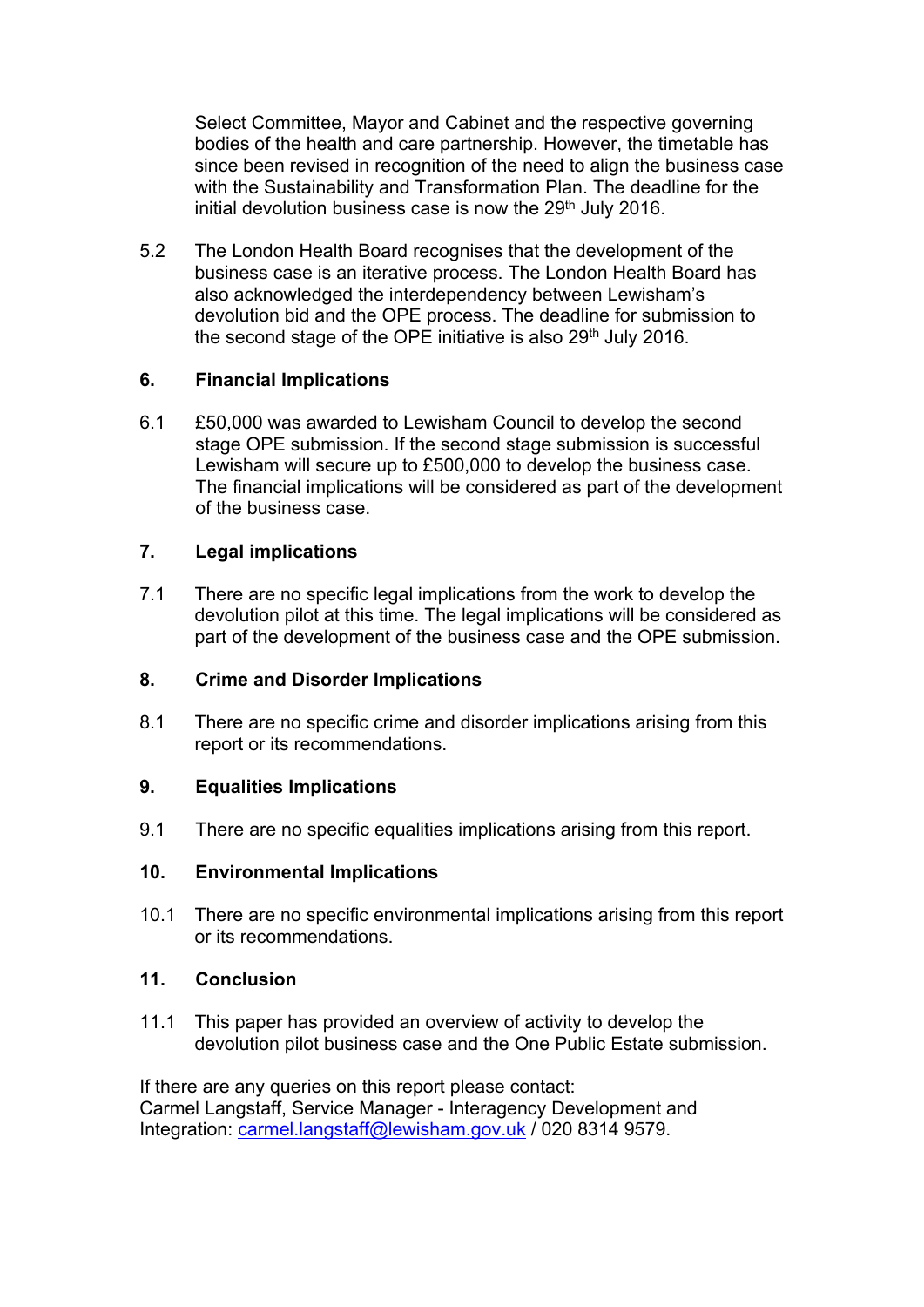Select Committee, Mayor and Cabinet and the respective governing bodies of the health and care partnership. However, the timetable has since been revised in recognition of the need to align the business case with the Sustainability and Transformation Plan. The deadline for the initial devolution business case is now the 29th July 2016.

5.2 The London Health Board recognises that the development of the business case is an iterative process. The London Health Board has also acknowledged the interdependency between Lewisham's devolution bid and the OPE process. The deadline for submission to the second stage of the OPE initiative is also 29th July 2016.

## 6. Financial Implications

6.1 £50,000 was awarded to Lewisham Council to develop the second stage OPE submission. If the second stage submission is successful Lewisham will secure up to £500,000 to develop the business case. The financial implications will be considered as part of the development of the business case.

## 7. Legal implications

7.1 There are no specific legal implications from the work to develop the devolution pilot at this time. The legal implications will be considered as part of the development of the business case and the OPE submission.

## 8. Crime and Disorder Implications

8.1 There are no specific crime and disorder implications arising from this report or its recommendations.

## 9. Equalities Implications

9.1 There are no specific equalities implications arising from this report.

## 10. Environmental Implications

10.1 There are no specific environmental implications arising from this report or its recommendations.

## 11. Conclusion

11.1 This paper has provided an overview of activity to develop the devolution pilot business case and the One Public Estate submission.

If there are any queries on this report please contact:
Carmel Langstaff, Service Manager - Interagency Development and Integration: carmel.langstaff@lewisham.gov.uk / 020 8314 9579.